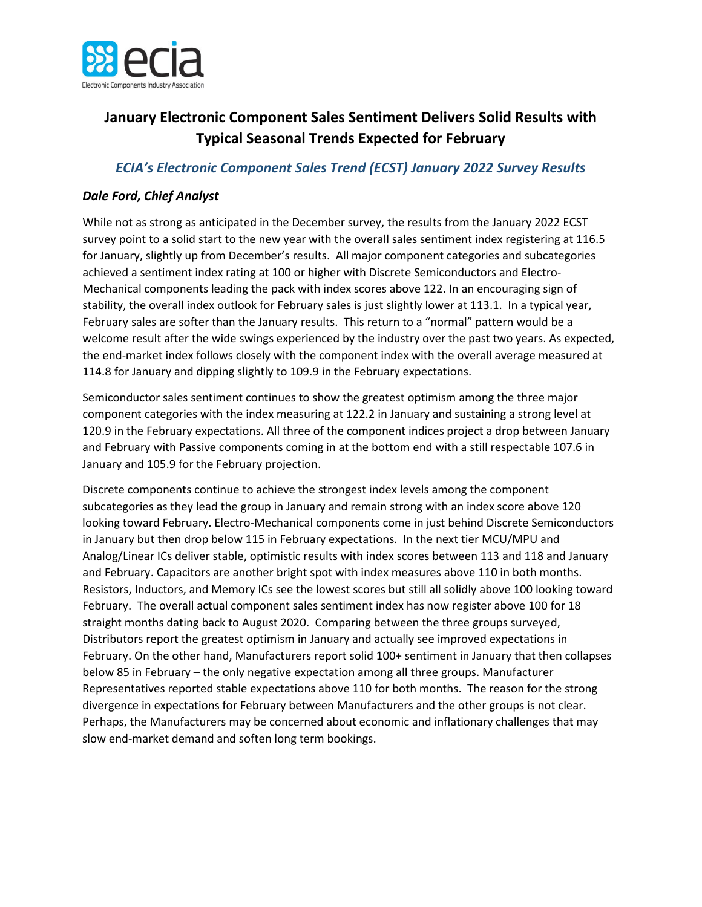# January Electronic Component Sales Sentiment Delivers Solid Results with Typical Seasonal Trends Expected for February

## *ECIA's Electronic Component Sales Trend (ECST) January 2022 Survey Results*

### *Dale Ford, Chief Analyst*

While not as strong as anticipated in the December survey, the results from the January 2022 ECST survey point to a solid start to the new year with the overall sales sentiment index registering at 116.5 for January, slightly up from December's results. All major component categories and subcategories achieved a sentiment index rating at 100 or higher with Discrete Semiconductors and Electro-Mechanical components leading the pack with index scores above 122. In an encouraging sign of stability, the overall index outlook for February sales is just slightly lower at 113.1. In a typical year, February sales are softer than the January results. This return to a "normal" pattern would be a welcome result after the wide swings experienced by the industry over the past two years. As expected, the end-market index follows closely with the component index with the overall average measured at 114.8 for January and dipping slightly to 109.9 in the February expectations.

Semiconductor sales sentiment continues to show the greatest optimism among the three major component categories with the index measuring at 122.2 in January and sustaining a strong level at 120.9 in the February expectations. All three of the component indices project a drop between January and February with Passive components coming in at the bottom end with a still respectable 107.6 in January and 105.9 for the February projection.

Discrete components continue to achieve the strongest index levels among the component subcategories as they lead the group in January and remain strong with an index score above 120 looking toward February. Electro-Mechanical components come in just behind Discrete Semiconductors in January but then drop below 115 in February expectations. In the next tier MCU/MPU and Analog/Linear ICs deliver stable, optimistic results with index scores between 113 and 118 and January and February. Capacitors are another bright spot with index measures above 110 in both months. Resistors, Inductors, and Memory ICs see the lowest scores but still all solidly above 100 looking toward February. The overall actual component sales sentiment index has now register above 100 for 18 straight months dating back to August 2020. Comparing between the three groups surveyed, Distributors report the greatest optimism in January and actually see improved expectations in February. On the other hand, Manufacturers report solid 100+ sentiment in January that then collapses below 85 in February – the only negative expectation among all three groups. Manufacturer Representatives reported stable expectations above 110 for both months. The reason for the strong divergence in expectations for February between Manufacturers and the other groups is not clear. Perhaps, the Manufacturers may be concerned about economic and inflationary challenges that may slow end-market demand and soften long term bookings.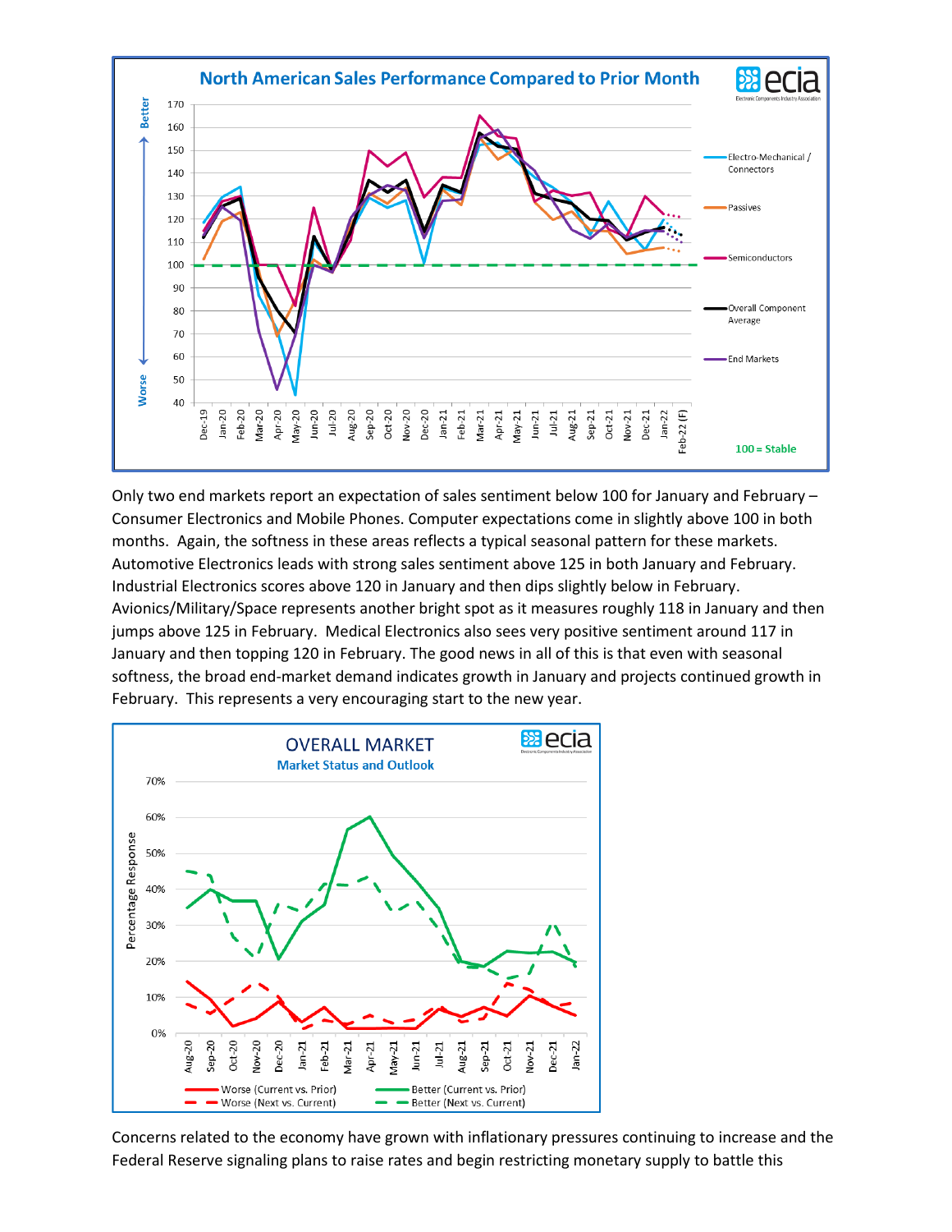Only two end markets report an expectation of sales sentiment below 100 for January and February – Consumer Electronics and Mobile Phones. Computer expectations come in slightly above 100 in both months. Again, the softness in these areas reflects a typical seasonal pattern for these markets. Automotive Electronics leads with strong sales sentiment above 125 in both January and February. Industrial Electronics scores above 120 in January and then dips slightly below in February. Avionics/Military/Space represents another bright spot as it measures roughly 118 in January and then jumps above 125 in February. Medical Electronics also sees very positive sentiment around 117 in January and then topping 120 in February. The good news in all of this is that even with seasonal softness, the broad end-market demand indicates growth in January and projects continued growth in February. This represents a very encouraging start to the new year.

Concerns related to the economy have grown with inflationary pressures continuing to increase and the Federal Reserve signaling plans to raise rates and begin restricting monetary supply to battle this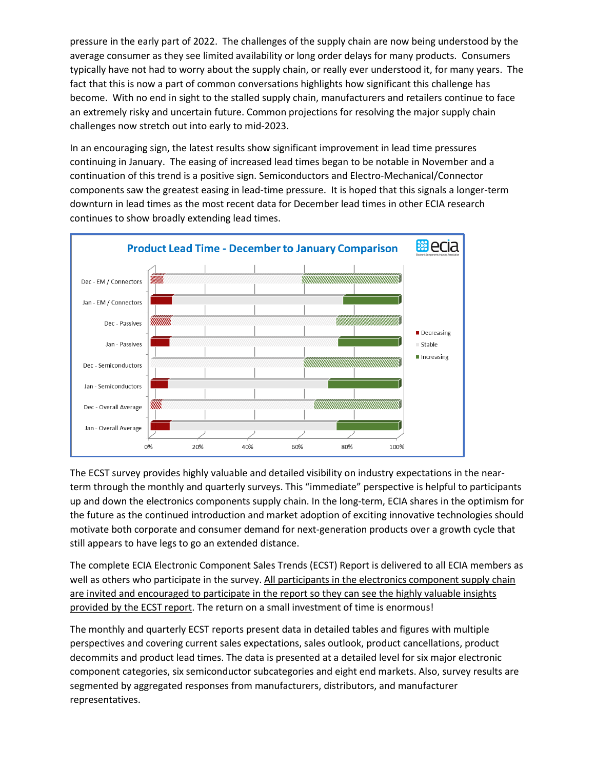pressure in the early part of 2022. The challenges of the supply chain are now being understood by the average consumer as they see limited availability or long order delays for many products. Consumers typically have not had to worry about the supply chain, or really ever understood it, for many years. The fact that this is now a part of common conversations highlights how significant this challenge has become. With no end in sight to the stalled supply chain, manufacturers and retailers continue to face an extremely risky and uncertain future. Common projections for resolving the major supply chain challenges now stretch out into early to mid-2023.

In an encouraging sign, the latest results show significant improvement in lead time pressures continuing in January. The easing of increased lead times began to be notable in November and a continuation of this trend is a positive sign. Semiconductors and Electro-Mechanical/Connector components saw the greatest easing in lead-time pressure. It is hoped that this signals a longer-term downturn in lead times as the most recent data for December lead times in other ECIA research continues to show broadly extending lead times.

Product Lead Time - December to January Comparison

ecia

Dec - EM / Connectors
Jan - EM / Connectors
Dec - Passives
Jan - Passives
Dec - Semiconductors
Jan - Semiconductors
Dec - Overall Average
Jan - Overall Average

0% 20% 40% 60% 80% 100%

Decreasing
Stable
Increasing

The ECST survey provides highly valuable and detailed visibility on industry expectations in the near-term through the monthly and quarterly surveys. This "immediate" perspective is helpful to participants up and down the electronics components supply chain. In the long-term, ECIA shares in the optimism for the future as the continued introduction and market adoption of exciting innovative technologies should motivate both corporate and consumer demand for next-generation products over a growth cycle that still appears to have legs to go an extended distance.

The complete ECIA Electronic Component Sales Trends (ECST) Report is delivered to all ECIA members as well as others who participate in the survey. All participants in the electronics component supply chain are invited and encouraged to participate in the report so they can see the highly valuable insights provided by the ECST report. The return on a small investment of time is enormous!

The monthly and quarterly ECST reports present data in detailed tables and figures with multiple perspectives and covering current sales expectations, sales outlook, product cancellations, product decommits and product lead times. The data is presented at a detailed level for six major electronic component categories, six semiconductor subcategories and eight end markets. Also, survey results are segmented by aggregated responses from manufacturers, distributors, and manufacturer representatives.